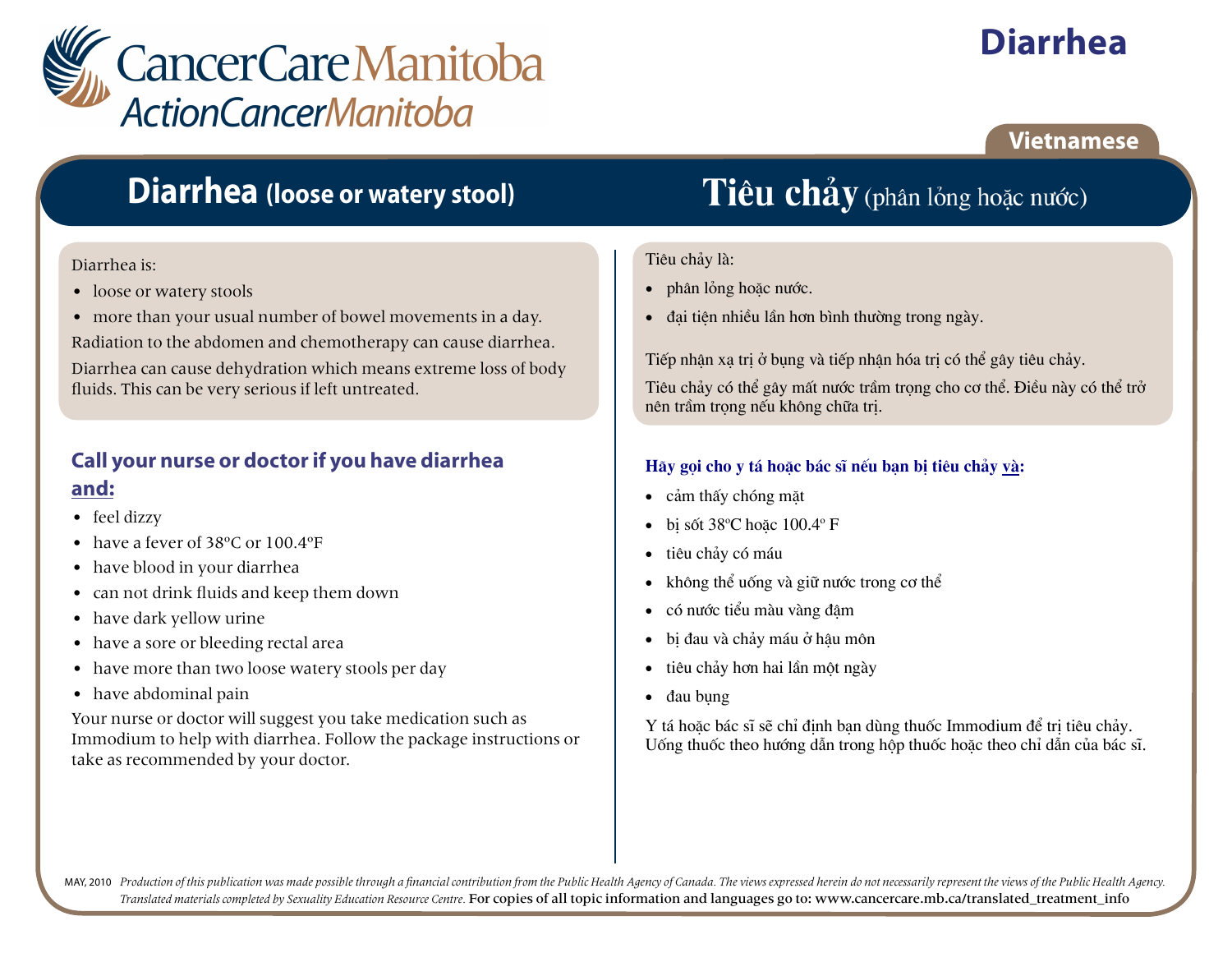CancerCare Manitoba
ActionCancerManitoba

# Diarrhea

Vietnamese

## Diarrhea (loose or watery stool)

Diarrhea is:

- loose or watery stools
- more than your usual number of bowel movements in a day.

Radiation to the abdomen and chemotherapy can cause diarrhea.

Diarrhea can cause dehydration which means extreme loss of body fluids. This can be very serious if left untreated.

### Call your nurse or doctor if you have diarrhea and:

- feel dizzy
- have a fever of 38ºC or 100.4ºF
- have blood in your diarrhea
- can not drink fluids and keep them down
- have dark yellow urine
- have a sore or bleeding rectal area
- have more than two loose watery stools per day
- have abdominal pain

Your nurse or doctor will suggest you take medication such as Immodium to help with diarrhea. Follow the package instructions or take as recommended by your doctor.

## Tiêu chảy (phân lỏng hoặc nước)

Tiêu chảy là:

- phân lỏng hoặc nước.
- đại tiện nhiều lần hơn bình thường trong ngày.

Tiếp nhận xạ trị ở bụng và tiếp nhận hóa trị có thể gây tiêu chảy.

Tiêu chảy có thể gây mất nước trầm trọng cho cơ thể. Điều này có thể trở nên trầm trọng nếu không chữa trị.

### Hãy gọi cho y tá hoặc bác sĩ nếu bạn bị tiêu chảy và:

- cảm thấy chóng mặt
- bị sốt 38ºC hoặc 100.4º F
- tiêu chảy có máu
- không thể uống và giữ nước trong cơ thể
- có nước tiểu màu vàng đậm
- bị đau và chảy máu ở hậu môn
- tiêu chảy hơn hai lần một ngày
- đau bụng

Y tá hoặc bác sĩ sẽ chỉ định bạn dùng thuốc Immodium để trị tiêu chảy. Uống thuốc theo hướng dẫn trong hộp thuốc hoặc theo chỉ dẫn của bác sĩ.

MAY, 2010 *Production of this publication was made possible through a financial contribution from the Public Health Agency of Canada. The views expressed herein do not necessarily represent the views of the Public Health Agency. Translated materials completed by Sexuality Education Resource Centre.* For copies of all topic information and languages go to: www.cancercare.mb.ca/translated_treatment_info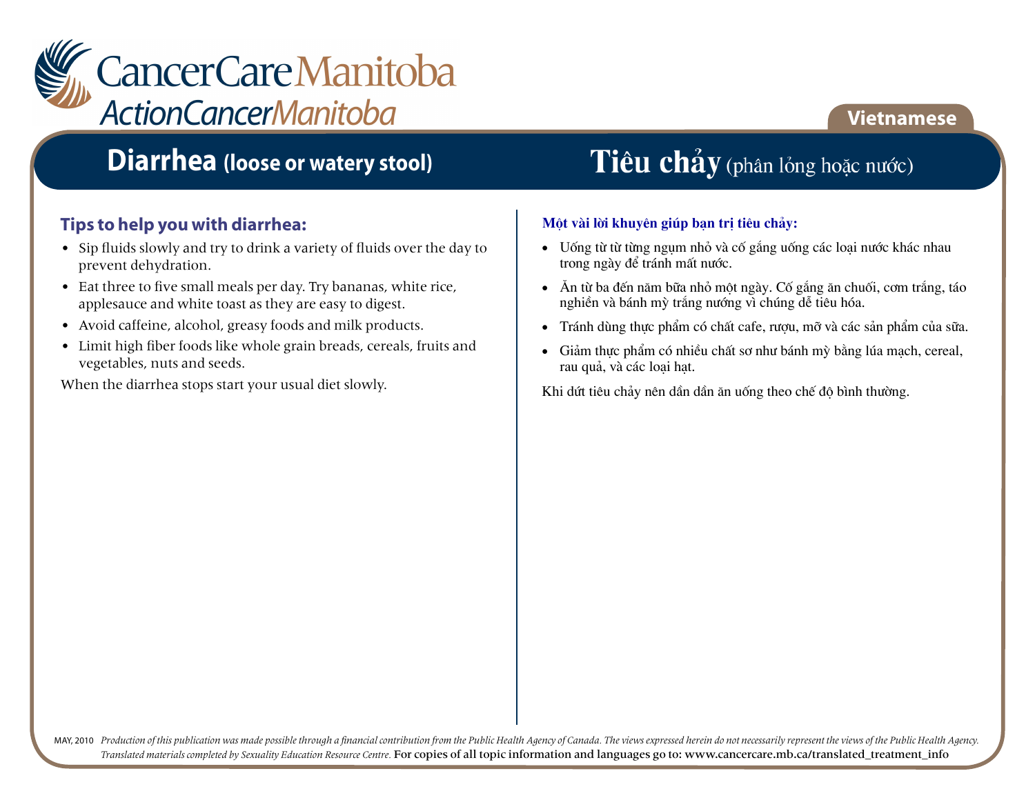CancerCare Manitoba
ActionCancerManitoba

Vietnamese

# Diarrhea (loose or watery stool)

## Tips to help you with diarrhea:

- Sip fluids slowly and try to drink a variety of fluids over the day to prevent dehydration.
- Eat three to five small meals per day. Try bananas, white rice, applesauce and white toast as they are easy to digest.
- Avoid caffeine, alcohol, greasy foods and milk products.
- Limit high fiber foods like whole grain breads, cereals, fruits and vegetables, nuts and seeds.

When the diarrhea stops start your usual diet slowly.

# Tiêu chảy (phân lỏng hoặc nước)

## Một vài lời khuyên giúp bạn trị tiêu chảy:

- Uống từ từ từng ngụm nhỏ và cố gắng uống các loại nước khác nhau trong ngày để tránh mất nước.
- Ăn từ ba đến năm bữa nhỏ một ngày. Cố gắng ăn chuối, cơm trắng, táo nghiền và bánh mỳ trắng nướng vì chúng dễ tiêu hóa.
- Tránh dùng thực phẩm có chất cafe, rượu, mỡ và các sản phẩm của sữa.
- Giảm thực phẩm có nhiều chất sơ như bánh mỳ bằng lúa mạch, cereal, rau quả, và các loại hạt.

Khi dứt tiêu chảy nên dần dần ăn uống theo chế độ bình thường.

MAY, 2010 *Production of this publication was made possible through a financial contribution from the Public Health Agency of Canada. The views expressed herein do not necessarily represent the views of the Public Health Agency. Translated materials completed by Sexuality Education Resource Centre.* For copies of all topic information and languages go to: www.cancercare.mb.ca/translated_treatment_info